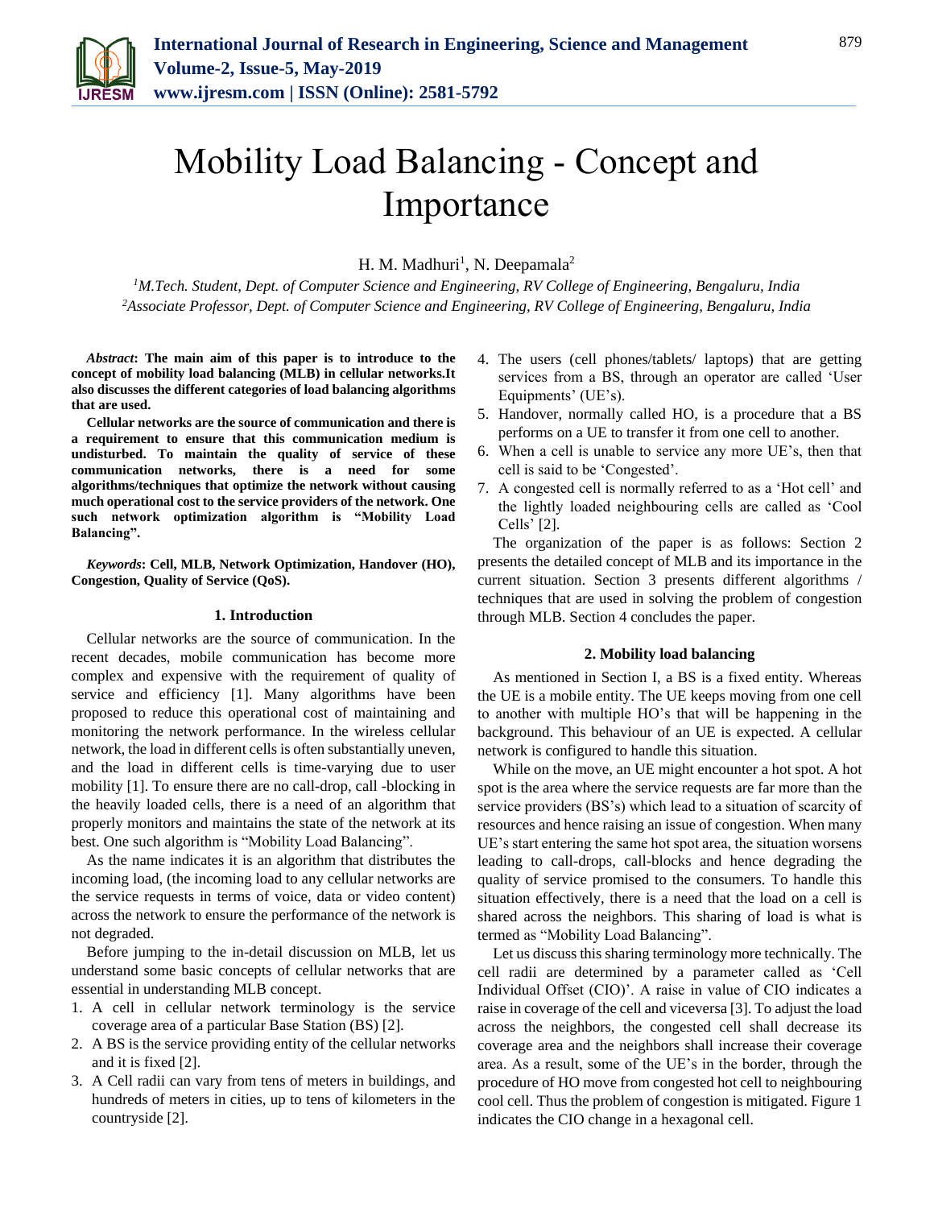# Mobility Load Balancing - Concept and Importance

H. M. Madhuri[1], N. Deepamala[2]

[1]*M.Tech. Student, Dept. of Computer Science and Engineering, RV College of Engineering, Bengaluru, India*
[2]*Associate Professor, Dept. of Computer Science and Engineering, RV College of Engineering, Bengaluru, India*

***Abstract*****: The main aim of this paper is to introduce to the concept of mobility load balancing (MLB) in cellular networks.It also discusses the different categories of load balancing algorithms that are used.**

**Cellular networks are the source of communication and there is a requirement to ensure that this communication medium is undisturbed. To maintain the quality of service of these communication networks, there is a need for some algorithms/techniques that optimize the network without causing much operational cost to the service providers of the network. One such network optimization algorithm is "Mobility Load Balancing".**

***Keywords*****: Cell, MLB, Network Optimization, Handover (HO), Congestion, Quality of Service (QoS).**

## 1. Introduction

Cellular networks are the source of communication. In the recent decades, mobile communication has become more complex and expensive with the requirement of quality of service and efficiency [1]. Many algorithms have been proposed to reduce this operational cost of maintaining and monitoring the network performance. In the wireless cellular network, the load in different cells is often substantially uneven, and the load in different cells is time-varying due to user mobility [1]. To ensure there are no call-drop, call -blocking in the heavily loaded cells, there is a need of an algorithm that properly monitors and maintains the state of the network at its best. One such algorithm is "Mobility Load Balancing".

As the name indicates it is an algorithm that distributes the incoming load, (the incoming load to any cellular networks are the service requests in terms of voice, data or video content) across the network to ensure the performance of the network is not degraded.

Before jumping to the in-detail discussion on MLB, let us understand some basic concepts of cellular networks that are essential in understanding MLB concept.

1. A cell in cellular network terminology is the service coverage area of a particular Base Station (BS) [2].
2. A BS is the service providing entity of the cellular networks and it is fixed [2].
3. A Cell radii can vary from tens of meters in buildings, and hundreds of meters in cities, up to tens of kilometers in the countryside [2].
4. The users (cell phones/tablets/ laptops) that are getting services from a BS, through an operator are called 'User Equipments' (UE's).
5. Handover, normally called HO, is a procedure that a BS performs on a UE to transfer it from one cell to another.
6. When a cell is unable to service any more UE's, then that cell is said to be 'Congested'.
7. A congested cell is normally referred to as a 'Hot cell' and the lightly loaded neighbouring cells are called as 'Cool Cells' [2].

The organization of the paper is as follows: Section 2 presents the detailed concept of MLB and its importance in the current situation. Section 3 presents different algorithms / techniques that are used in solving the problem of congestion through MLB. Section 4 concludes the paper.

## 2. Mobility load balancing

As mentioned in Section I, a BS is a fixed entity. Whereas the UE is a mobile entity. The UE keeps moving from one cell to another with multiple HO's that will be happening in the background. This behaviour of an UE is expected. A cellular network is configured to handle this situation.

While on the move, an UE might encounter a hot spot. A hot spot is the area where the service requests are far more than the service providers (BS's) which lead to a situation of scarcity of resources and hence raising an issue of congestion. When many UE's start entering the same hot spot area, the situation worsens leading to call-drops, call-blocks and hence degrading the quality of service promised to the consumers. To handle this situation effectively, there is a need that the load on a cell is shared across the neighbors. This sharing of load is what is termed as "Mobility Load Balancing".

Let us discuss this sharing terminology more technically. The cell radii are determined by a parameter called as 'Cell Individual Offset (CIO)'. A raise in value of CIO indicates a raise in coverage of the cell and viceversa [3]. To adjust the load across the neighbors, the congested cell shall decrease its coverage area and the neighbors shall increase their coverage area. As a result, some of the UE's in the border, through the procedure of HO move from congested hot cell to neighbouring cool cell. Thus the problem of congestion is mitigated. Figure 1 indicates the CIO change in a hexagonal cell.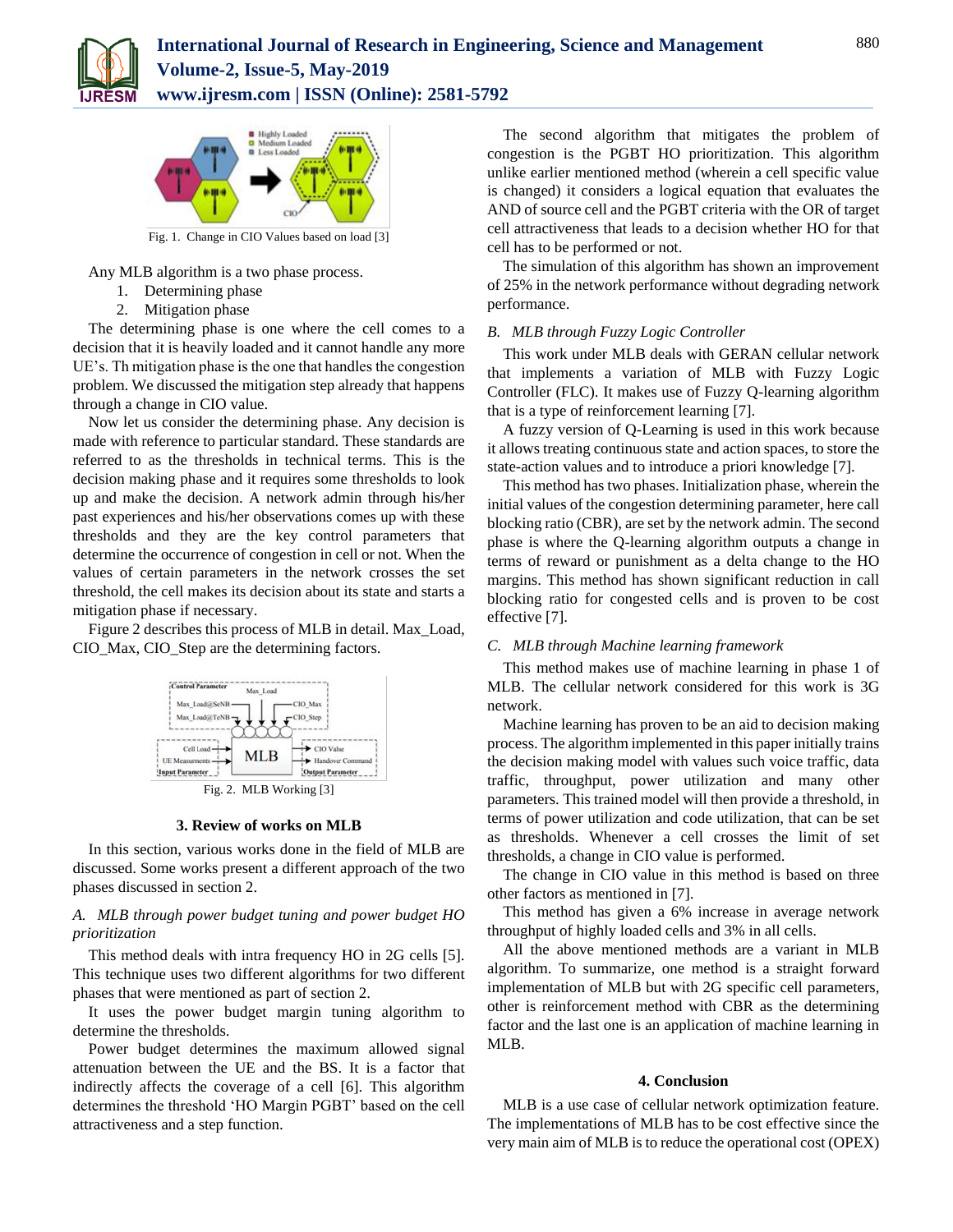Fig. 1. Change in CIO Values based on load [3]

Any MLB algorithm is a two phase process.

1. Determining phase
2. Mitigation phase

The determining phase is one where the cell comes to a decision that it is heavily loaded and it cannot handle any more UE's. Th mitigation phase is the one that handles the congestion problem. We discussed the mitigation step already that happens through a change in CIO value.

Now let us consider the determining phase. Any decision is made with reference to particular standard. These standards are referred to as the thresholds in technical terms. This is the decision making phase and it requires some thresholds to look up and make the decision. A network admin through his/her past experiences and his/her observations comes up with these thresholds and they are the key control parameters that determine the occurrence of congestion in cell or not. When the values of certain parameters in the network crosses the set threshold, the cell makes its decision about its state and starts a mitigation phase if necessary.

Figure 2 describes this process of MLB in detail. Max_Load, CIO_Max, CIO_Step are the determining factors.

Fig. 2. MLB Working [3]

## 3. Review of works on MLB

In this section, various works done in the field of MLB are discussed. Some works present a different approach of the two phases discussed in section 2.

### *A. MLB through power budget tuning and power budget HO prioritization*

This method deals with intra frequency HO in 2G cells [5]. This technique uses two different algorithms for two different phases that were mentioned as part of section 2.

It uses the power budget margin tuning algorithm to determine the thresholds.

Power budget determines the maximum allowed signal attenuation between the UE and the BS. It is a factor that indirectly affects the coverage of a cell [6]. This algorithm determines the threshold 'HO Margin PGBT' based on the cell attractiveness and a step function.

The second algorithm that mitigates the problem of congestion is the PGBT HO prioritization. This algorithm unlike earlier mentioned method (wherein a cell specific value is changed) it considers a logical equation that evaluates the AND of source cell and the PGBT criteria with the OR of target cell attractiveness that leads to a decision whether HO for that cell has to be performed or not.

The simulation of this algorithm has shown an improvement of 25% in the network performance without degrading network performance.

### *B. MLB through Fuzzy Logic Controller*

This work under MLB deals with GERAN cellular network that implements a variation of MLB with Fuzzy Logic Controller (FLC). It makes use of Fuzzy Q-learning algorithm that is a type of reinforcement learning [7].

A fuzzy version of Q-Learning is used in this work because it allows treating continuous state and action spaces, to store the state-action values and to introduce a priori knowledge [7].

This method has two phases. Initialization phase, wherein the initial values of the congestion determining parameter, here call blocking ratio (CBR), are set by the network admin. The second phase is where the Q-learning algorithm outputs a change in terms of reward or punishment as a delta change to the HO margins. This method has shown significant reduction in call blocking ratio for congested cells and is proven to be cost effective [7].

### *C. MLB through Machine learning framework*

This method makes use of machine learning in phase 1 of MLB. The cellular network considered for this work is 3G network.

Machine learning has proven to be an aid to decision making process. The algorithm implemented in this paper initially trains the decision making model with values such voice traffic, data traffic, throughput, power utilization and many other parameters. This trained model will then provide a threshold, in terms of power utilization and code utilization, that can be set as thresholds. Whenever a cell crosses the limit of set thresholds, a change in CIO value is performed.

The change in CIO value in this method is based on three other factors as mentioned in [7].

This method has given a 6% increase in average network throughput of highly loaded cells and 3% in all cells.

All the above mentioned methods are a variant in MLB algorithm. To summarize, one method is a straight forward implementation of MLB but with 2G specific cell parameters, other is reinforcement method with CBR as the determining factor and the last one is an application of machine learning in MLB.

## 4. Conclusion

MLB is a use case of cellular network optimization feature. The implementations of MLB has to be cost effective since the very main aim of MLB is to reduce the operational cost (OPEX)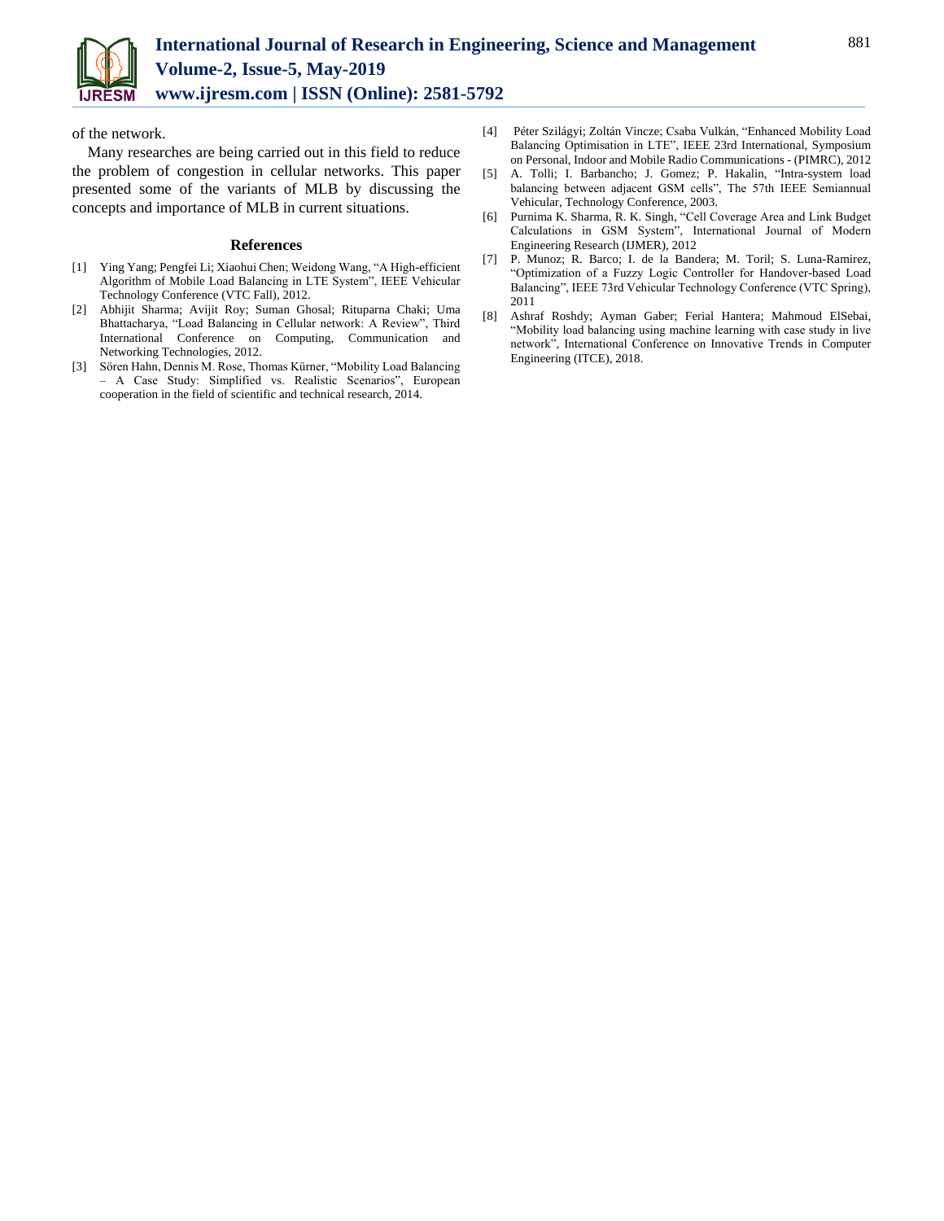of the network.

Many researches are being carried out in this field to reduce the problem of congestion in cellular networks. This paper presented some of the variants of MLB by discussing the concepts and importance of MLB in current situations.

## References

[1] Ying Yang; Pengfei Li; Xiaohui Chen; Weidong Wang, "A High-efficient Algorithm of Mobile Load Balancing in LTE System", IEEE Vehicular Technology Conference (VTC Fall), 2012.

[2] Abhijit Sharma; Avijit Roy; Suman Ghosal; Rituparna Chaki; Uma Bhattacharya, "Load Balancing in Cellular network: A Review", Third International Conference on Computing, Communication and Networking Technologies, 2012.

[3] Sören Hahn, Dennis M. Rose, Thomas Kürner, "Mobility Load Balancing – A Case Study: Simplified vs. Realistic Scenarios", European cooperation in the field of scientific and technical research, 2014.

[4] Péter Szilágyi; Zoltán Vincze; Csaba Vulkán, "Enhanced Mobility Load Balancing Optimisation in LTE", IEEE 23rd International, Symposium on Personal, Indoor and Mobile Radio Communications - (PIMRC), 2012

[5] A. Tolli; I. Barbancho; J. Gomez; P. Hakalin, "Intra-system load balancing between adjacent GSM cells", The 57th IEEE Semiannual Vehicular, Technology Conference, 2003.

[6] Purnima K. Sharma, R. K. Singh, "Cell Coverage Area and Link Budget Calculations in GSM System", International Journal of Modern Engineering Research (IJMER), 2012

[7] P. Munoz; R. Barco; I. de la Bandera; M. Toril; S. Luna-Ramirez, "Optimization of a Fuzzy Logic Controller for Handover-based Load Balancing", IEEE 73rd Vehicular Technology Conference (VTC Spring), 2011

[8] Ashraf Roshdy; Ayman Gaber; Ferial Hantera; Mahmoud ElSebai, "Mobility load balancing using machine learning with case study in live network", International Conference on Innovative Trends in Computer Engineering (ITCE), 2018.